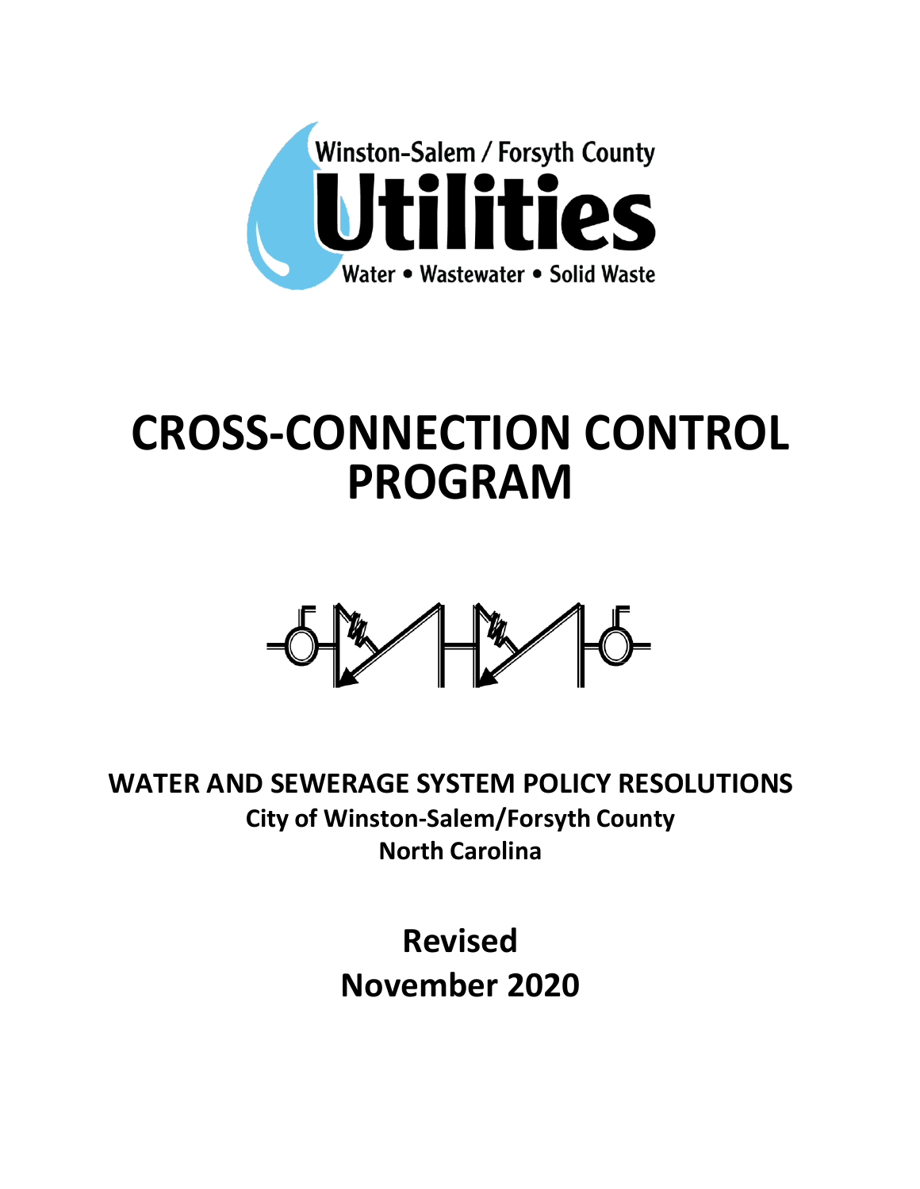Winston-Salem / Forsyth County

**Utilities**

Water • Wastewater • Solid Waste

# CROSS-CONNECTION CONTROL PROGRAM

## WATER AND SEWERAGE SYSTEM POLICY RESOLUTIONS

**City of Winston-Salem/Forsyth County**

**North Carolina**

**Revised**

**November 2020**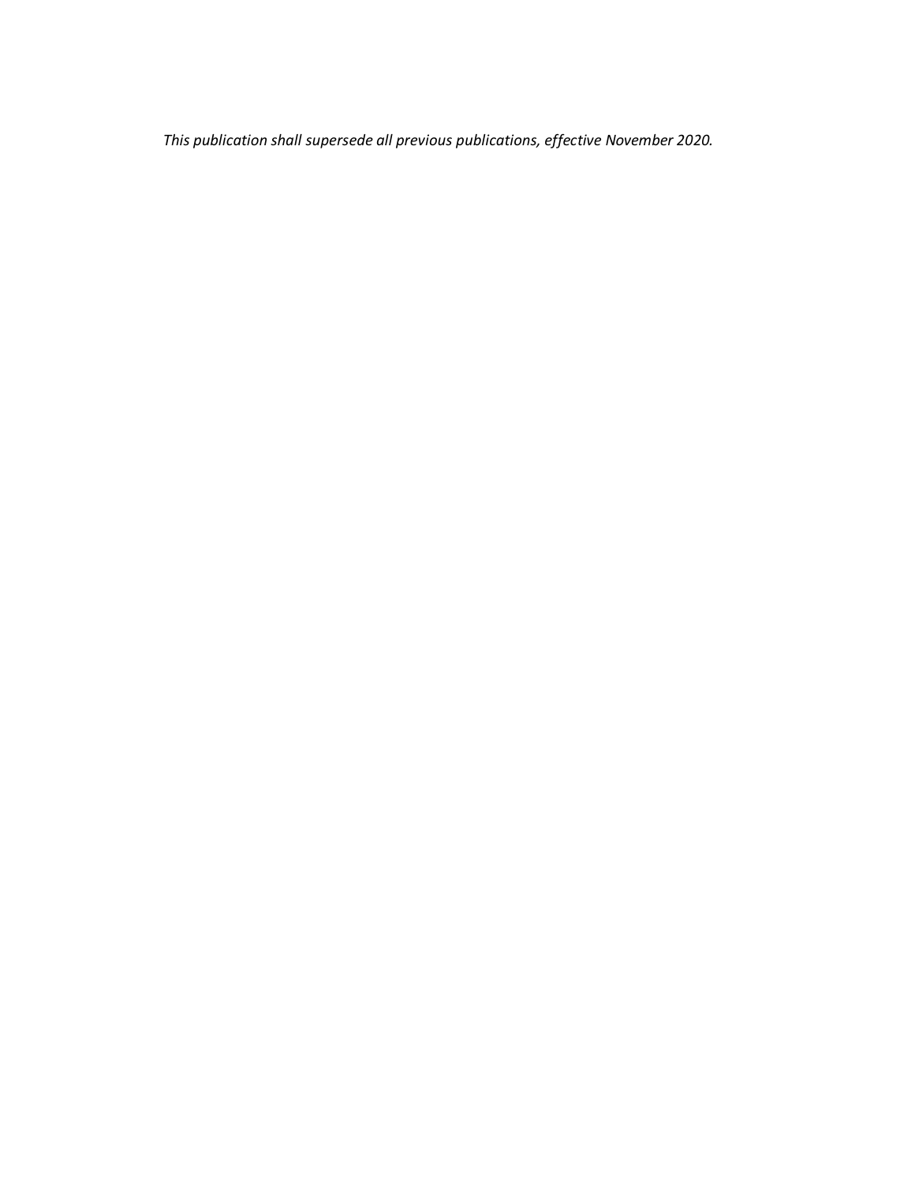*This publication shall supersede all previous publications, effective November 2020.*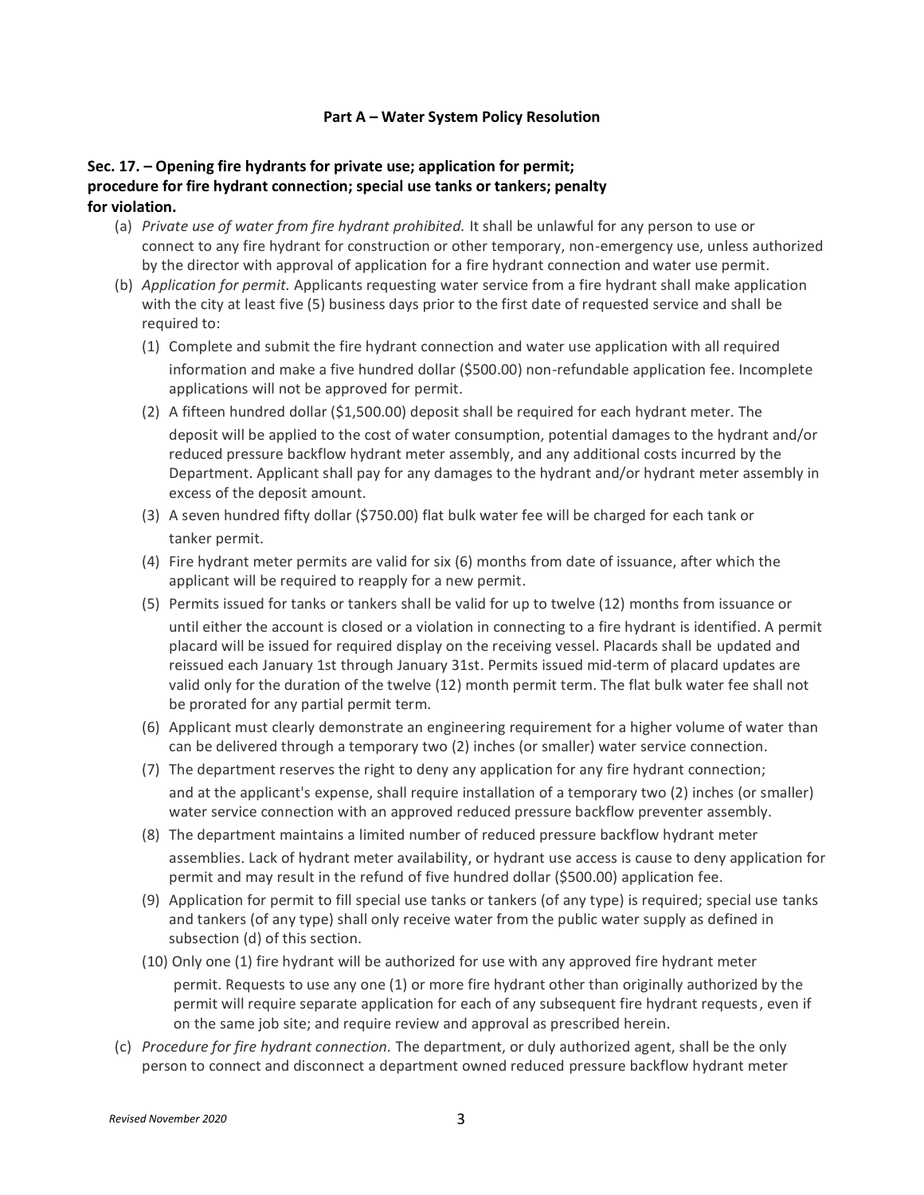## Part A – Water System Policy Resolution

### Sec. 17. – Opening fire hydrants for private use; application for permit; procedure for fire hydrant connection; special use tanks or tankers; penalty for violation.

(a) *Private use of water from fire hydrant prohibited.* It shall be unlawful for any person to use or connect to any fire hydrant for construction or other temporary, non-emergency use, unless authorized by the director with approval of application for a fire hydrant connection and water use permit.

(b) *Application for permit.* Applicants requesting water service from a fire hydrant shall make application with the city at least five (5) business days prior to the first date of requested service and shall be required to:

(1) Complete and submit the fire hydrant connection and water use application with all required information and make a five hundred dollar ($500.00) non-refundable application fee. Incomplete applications will not be approved for permit.

(2) A fifteen hundred dollar ($1,500.00) deposit shall be required for each hydrant meter. The deposit will be applied to the cost of water consumption, potential damages to the hydrant and/or reduced pressure backflow hydrant meter assembly, and any additional costs incurred by the Department. Applicant shall pay for any damages to the hydrant and/or hydrant meter assembly in excess of the deposit amount.

(3) A seven hundred fifty dollar ($750.00) flat bulk water fee will be charged for each tank or tanker permit.

(4) Fire hydrant meter permits are valid for six (6) months from date of issuance, after which the applicant will be required to reapply for a new permit.

(5) Permits issued for tanks or tankers shall be valid for up to twelve (12) months from issuance or until either the account is closed or a violation in connecting to a fire hydrant is identified. A permit placard will be issued for required display on the receiving vessel. Placards shall be updated and reissued each January 1st through January 31st. Permits issued mid-term of placard updates are valid only for the duration of the twelve (12) month permit term. The flat bulk water fee shall not be prorated for any partial permit term.

(6) Applicant must clearly demonstrate an engineering requirement for a higher volume of water than can be delivered through a temporary two (2) inches (or smaller) water service connection.

(7) The department reserves the right to deny any application for any fire hydrant connection; and at the applicant's expense, shall require installation of a temporary two (2) inches (or smaller) water service connection with an approved reduced pressure backflow preventer assembly.

(8) The department maintains a limited number of reduced pressure backflow hydrant meter assemblies. Lack of hydrant meter availability, or hydrant use access is cause to deny application for permit and may result in the refund of five hundred dollar ($500.00) application fee.

(9) Application for permit to fill special use tanks or tankers (of any type) is required; special use tanks and tankers (of any type) shall only receive water from the public water supply as defined in subsection (d) of this section.

(10) Only one (1) fire hydrant will be authorized for use with any approved fire hydrant meter permit. Requests to use any one (1) or more fire hydrant other than originally authorized by the permit will require separate application for each of any subsequent fire hydrant requests, even if on the same job site; and require review and approval as prescribed herein.

(c) *Procedure for fire hydrant connection.* The department, or duly authorized agent, shall be the only person to connect and disconnect a department owned reduced pressure backflow hydrant meter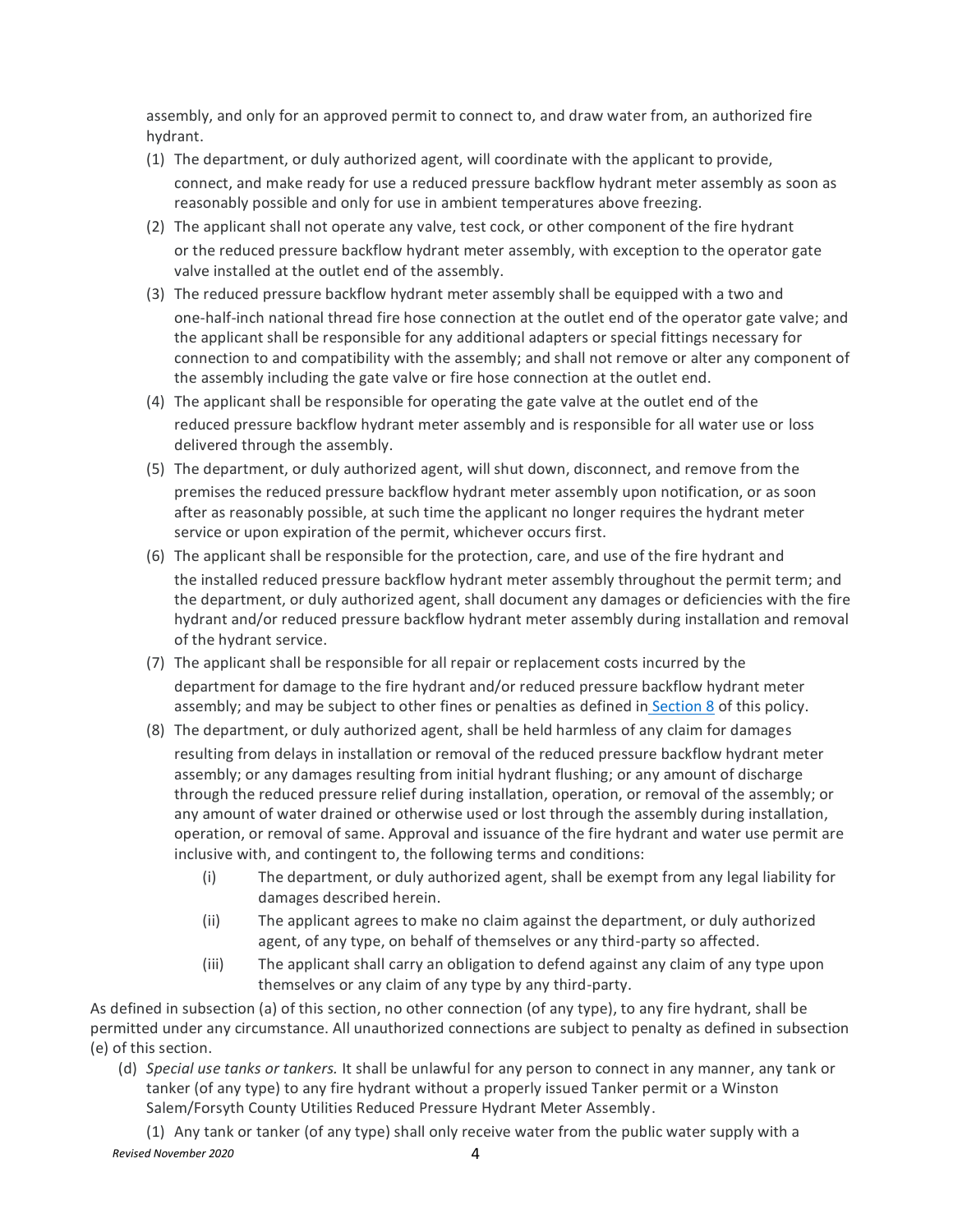assembly, and only for an approved permit to connect to, and draw water from, an authorized fire hydrant.

(1) The department, or duly authorized agent, will coordinate with the applicant to provide, connect, and make ready for use a reduced pressure backflow hydrant meter assembly as soon as reasonably possible and only for use in ambient temperatures above freezing.

(2) The applicant shall not operate any valve, test cock, or other component of the fire hydrant or the reduced pressure backflow hydrant meter assembly, with exception to the operator gate valve installed at the outlet end of the assembly.

(3) The reduced pressure backflow hydrant meter assembly shall be equipped with a two and one-half-inch national thread fire hose connection at the outlet end of the operator gate valve; and the applicant shall be responsible for any additional adapters or special fittings necessary for connection to and compatibility with the assembly; and shall not remove or alter any component of the assembly including the gate valve or fire hose connection at the outlet end.

(4) The applicant shall be responsible for operating the gate valve at the outlet end of the reduced pressure backflow hydrant meter assembly and is responsible for all water use or loss delivered through the assembly.

(5) The department, or duly authorized agent, will shut down, disconnect, and remove from the premises the reduced pressure backflow hydrant meter assembly upon notification, or as soon after as reasonably possible, at such time the applicant no longer requires the hydrant meter service or upon expiration of the permit, whichever occurs first.

(6) The applicant shall be responsible for the protection, care, and use of the fire hydrant and the installed reduced pressure backflow hydrant meter assembly throughout the permit term; and the department, or duly authorized agent, shall document any damages or deficiencies with the fire hydrant and/or reduced pressure backflow hydrant meter assembly during installation and removal of the hydrant service.

(7) The applicant shall be responsible for all repair or replacement costs incurred by the department for damage to the fire hydrant and/or reduced pressure backflow hydrant meter assembly; and may be subject to other fines or penalties as defined in Section 8 of this policy.

(8) The department, or duly authorized agent, shall be held harmless of any claim for damages resulting from delays in installation or removal of the reduced pressure backflow hydrant meter assembly; or any damages resulting from initial hydrant flushing; or any amount of discharge through the reduced pressure relief during installation, operation, or removal of the assembly; or any amount of water drained or otherwise used or lost through the assembly during installation, operation, or removal of same. Approval and issuance of the fire hydrant and water use permit are inclusive with, and contingent to, the following terms and conditions:

   (i) The department, or duly authorized agent, shall be exempt from any legal liability for damages described herein.

   (ii) The applicant agrees to make no claim against the department, or duly authorized agent, of any type, on behalf of themselves or any third-party so affected.

   (iii) The applicant shall carry an obligation to defend against any claim of any type upon themselves or any claim of any type by any third-party.

As defined in subsection (a) of this section, no other connection (of any type), to any fire hydrant, shall be permitted under any circumstance. All unauthorized connections are subject to penalty as defined in subsection (e) of this section.

(d) *Special use tanks or tankers.* It shall be unlawful for any person to connect in any manner, any tank or tanker (of any type) to any fire hydrant without a properly issued Tanker permit or a Winston Salem/Forsyth County Utilities Reduced Pressure Hydrant Meter Assembly.

(1) Any tank or tanker (of any type) shall only receive water from the public water supply with a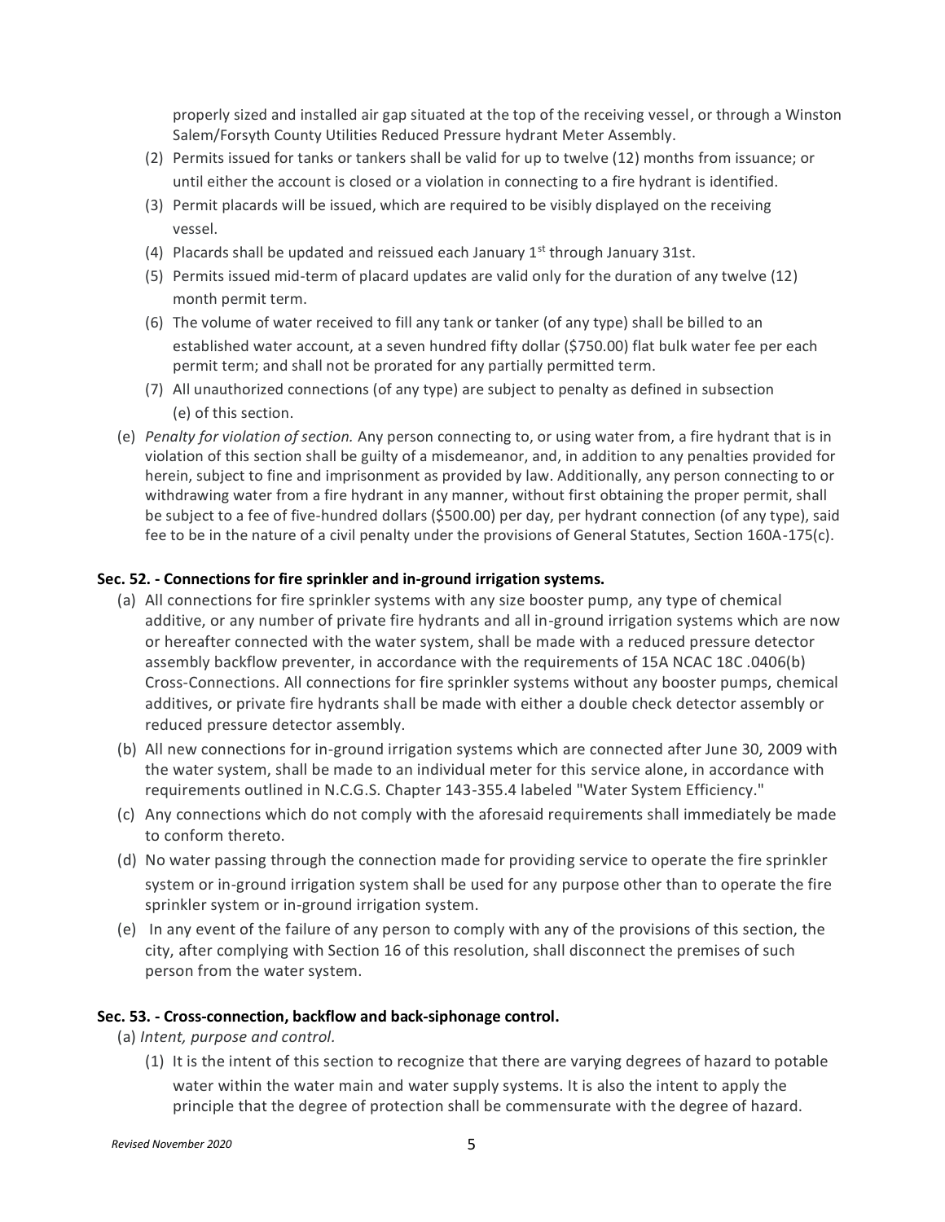properly sized and installed air gap situated at the top of the receiving vessel, or through a Winston Salem/Forsyth County Utilities Reduced Pressure hydrant Meter Assembly.

(2) Permits issued for tanks or tankers shall be valid for up to twelve (12) months from issuance; or until either the account is closed or a violation in connecting to a fire hydrant is identified.

(3) Permit placards will be issued, which are required to be visibly displayed on the receiving vessel.

(4) Placards shall be updated and reissued each January 1st through January 31st.

(5) Permits issued mid-term of placard updates are valid only for the duration of any twelve (12) month permit term.

(6) The volume of water received to fill any tank or tanker (of any type) shall be billed to an established water account, at a seven hundred fifty dollar ($750.00) flat bulk water fee per each permit term; and shall not be prorated for any partially permitted term.

(7) All unauthorized connections (of any type) are subject to penalty as defined in subsection (e) of this section.

(e) *Penalty for violation of section.* Any person connecting to, or using water from, a fire hydrant that is in violation of this section shall be guilty of a misdemeanor, and, in addition to any penalties provided for herein, subject to fine and imprisonment as provided by law. Additionally, any person connecting to or withdrawing water from a fire hydrant in any manner, without first obtaining the proper permit, shall be subject to a fee of five-hundred dollars ($500.00) per day, per hydrant connection (of any type), said fee to be in the nature of a civil penalty under the provisions of General Statutes, Section 160A-175(c).

**Sec. 52. - Connections for fire sprinkler and in-ground irrigation systems.**

(a) All connections for fire sprinkler systems with any size booster pump, any type of chemical additive, or any number of private fire hydrants and all in-ground irrigation systems which are now or hereafter connected with the water system, shall be made with a reduced pressure detector assembly backflow preventer, in accordance with the requirements of 15A NCAC 18C .0406(b) Cross-Connections. All connections for fire sprinkler systems without any booster pumps, chemical additives, or private fire hydrants shall be made with either a double check detector assembly or reduced pressure detector assembly.

(b) All new connections for in-ground irrigation systems which are connected after June 30, 2009 with the water system, shall be made to an individual meter for this service alone, in accordance with requirements outlined in N.C.G.S. Chapter 143-355.4 labeled "Water System Efficiency."

(c) Any connections which do not comply with the aforesaid requirements shall immediately be made to conform thereto.

(d) No water passing through the connection made for providing service to operate the fire sprinkler system or in-ground irrigation system shall be used for any purpose other than to operate the fire sprinkler system or in-ground irrigation system.

(e) In any event of the failure of any person to comply with any of the provisions of this section, the city, after complying with Section 16 of this resolution, shall disconnect the premises of such person from the water system.

**Sec. 53. - Cross-connection, backflow and back-siphonage control.**

(a) *Intent, purpose and control.*

(1) It is the intent of this section to recognize that there are varying degrees of hazard to potable water within the water main and water supply systems. It is also the intent to apply the principle that the degree of protection shall be commensurate with the degree of hazard.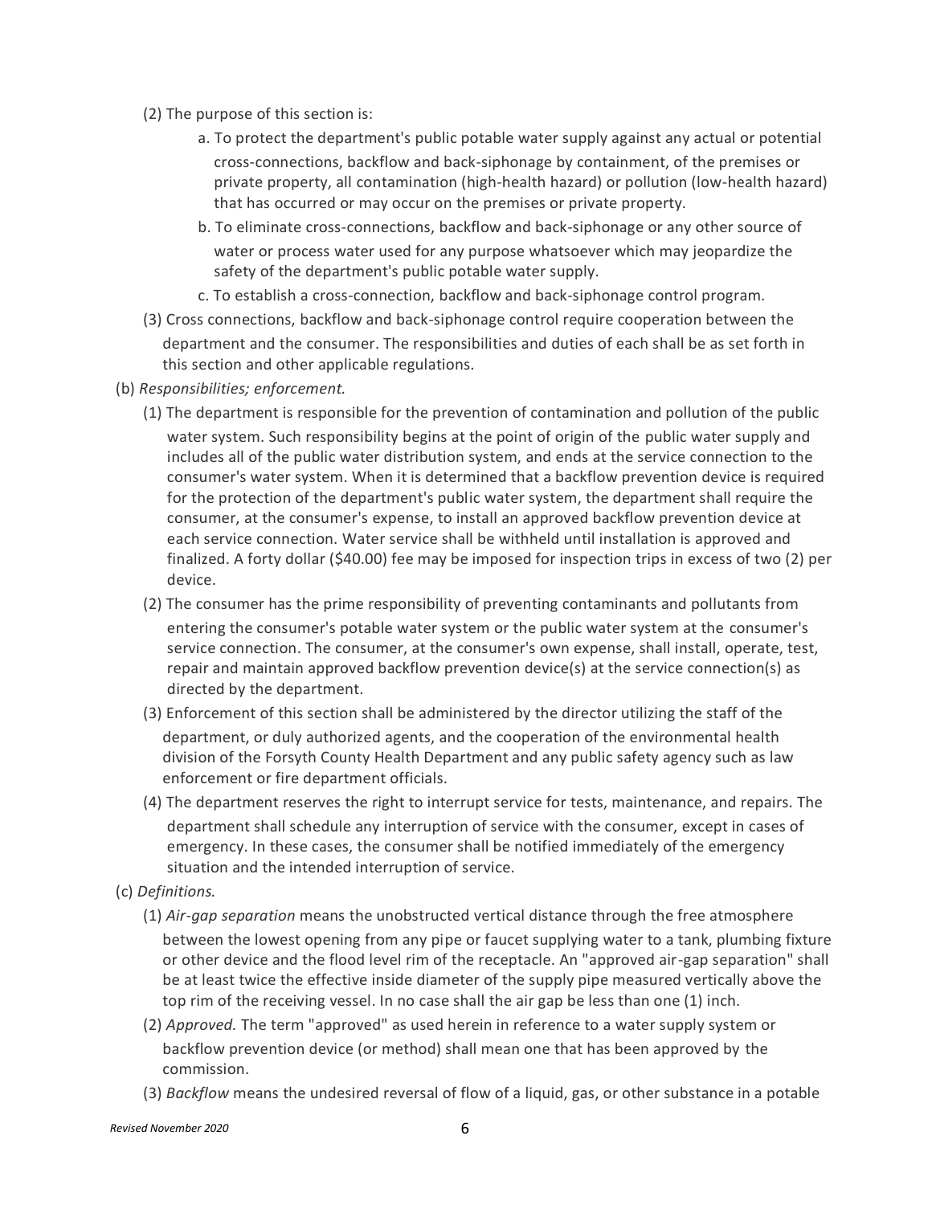(2) The purpose of this section is:

a. To protect the department's public potable water supply against any actual or potential cross-connections, backflow and back-siphonage by containment, of the premises or private property, all contamination (high-health hazard) or pollution (low-health hazard) that has occurred or may occur on the premises or private property.

b. To eliminate cross-connections, backflow and back-siphonage or any other source of water or process water used for any purpose whatsoever which may jeopardize the safety of the department's public potable water supply.

c. To establish a cross-connection, backflow and back-siphonage control program.

(3) Cross connections, backflow and back-siphonage control require cooperation between the department and the consumer. The responsibilities and duties of each shall be as set forth in this section and other applicable regulations.

(b) *Responsibilities; enforcement.*

(1) The department is responsible for the prevention of contamination and pollution of the public water system. Such responsibility begins at the point of origin of the public water supply and includes all of the public water distribution system, and ends at the service connection to the consumer's water system. When it is determined that a backflow prevention device is required for the protection of the department's public water system, the department shall require the consumer, at the consumer's expense, to install an approved backflow prevention device at each service connection. Water service shall be withheld until installation is approved and finalized. A forty dollar ($40.00) fee may be imposed for inspection trips in excess of two (2) per device.

(2) The consumer has the prime responsibility of preventing contaminants and pollutants from entering the consumer's potable water system or the public water system at the consumer's service connection. The consumer, at the consumer's own expense, shall install, operate, test, repair and maintain approved backflow prevention device(s) at the service connection(s) as directed by the department.

(3) Enforcement of this section shall be administered by the director utilizing the staff of the department, or duly authorized agents, and the cooperation of the environmental health division of the Forsyth County Health Department and any public safety agency such as law enforcement or fire department officials.

(4) The department reserves the right to interrupt service for tests, maintenance, and repairs. The department shall schedule any interruption of service with the consumer, except in cases of emergency. In these cases, the consumer shall be notified immediately of the emergency situation and the intended interruption of service.

(c) *Definitions.*

(1) *Air-gap separation* means the unobstructed vertical distance through the free atmosphere between the lowest opening from any pipe or faucet supplying water to a tank, plumbing fixture or other device and the flood level rim of the receptacle. An "approved air-gap separation" shall be at least twice the effective inside diameter of the supply pipe measured vertically above the top rim of the receiving vessel. In no case shall the air gap be less than one (1) inch.

(2) *Approved.* The term "approved" as used herein in reference to a water supply system or backflow prevention device (or method) shall mean one that has been approved by the commission.

(3) *Backflow* means the undesired reversal of flow of a liquid, gas, or other substance in a potable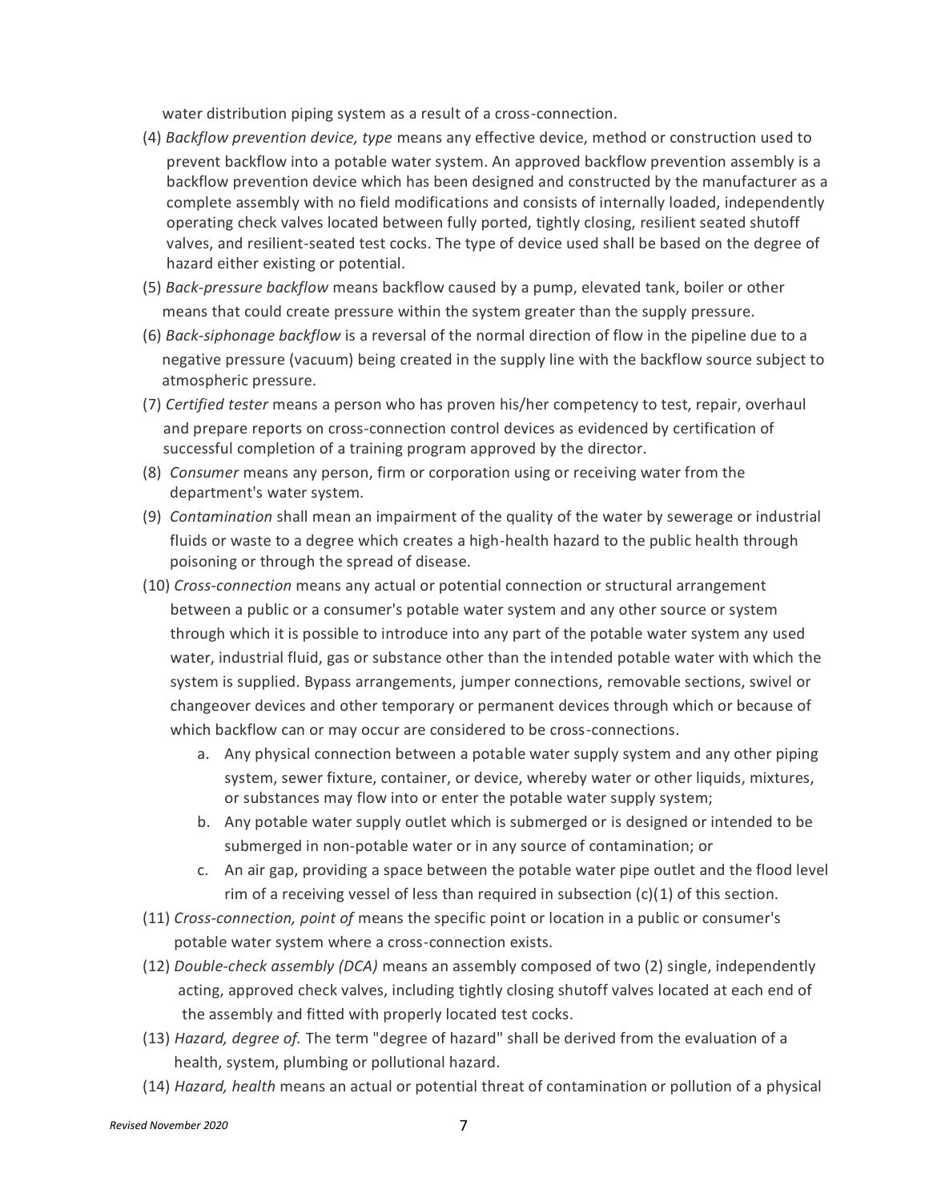water distribution piping system as a result of a cross-connection.

(4) *Backflow prevention device, type* means any effective device, method or construction used to prevent backflow into a potable water system. An approved backflow prevention assembly is a backflow prevention device which has been designed and constructed by the manufacturer as a complete assembly with no field modifications and consists of internally loaded, independently operating check valves located between fully ported, tightly closing, resilient seated shutoff valves, and resilient-seated test cocks. The type of device used shall be based on the degree of hazard either existing or potential.

(5) *Back-pressure backflow* means backflow caused by a pump, elevated tank, boiler or other means that could create pressure within the system greater than the supply pressure.

(6) *Back-siphonage backflow* is a reversal of the normal direction of flow in the pipeline due to a negative pressure (vacuum) being created in the supply line with the backflow source subject to atmospheric pressure.

(7) *Certified tester* means a person who has proven his/her competency to test, repair, overhaul and prepare reports on cross-connection control devices as evidenced by certification of successful completion of a training program approved by the director.

(8) *Consumer* means any person, firm or corporation using or receiving water from the department's water system.

(9) *Contamination* shall mean an impairment of the quality of the water by sewerage or industrial fluids or waste to a degree which creates a high-health hazard to the public health through poisoning or through the spread of disease.

(10) *Cross-connection* means any actual or potential connection or structural arrangement between a public or a consumer's potable water system and any other source or system through which it is possible to introduce into any part of the potable water system any used water, industrial fluid, gas or substance other than the intended potable water with which the system is supplied. Bypass arrangements, jumper connections, removable sections, swivel or changeover devices and other temporary or permanent devices through which or because of which backflow can or may occur are considered to be cross-connections.

   a. Any physical connection between a potable water supply system and any other piping system, sewer fixture, container, or device, whereby water or other liquids, mixtures, or substances may flow into or enter the potable water supply system;
   b. Any potable water supply outlet which is submerged or is designed or intended to be submerged in non-potable water or in any source of contamination; or
   c. An air gap, providing a space between the potable water pipe outlet and the flood level rim of a receiving vessel of less than required in subsection (c)(1) of this section.

(11) *Cross-connection, point of* means the specific point or location in a public or consumer's potable water system where a cross-connection exists.

(12) *Double-check assembly (DCA)* means an assembly composed of two (2) single, independently acting, approved check valves, including tightly closing shutoff valves located at each end of the assembly and fitted with properly located test cocks.

(13) *Hazard, degree of.* The term "degree of hazard" shall be derived from the evaluation of a health, system, plumbing or pollutional hazard.

(14) *Hazard, health* means an actual or potential threat of contamination or pollution of a physical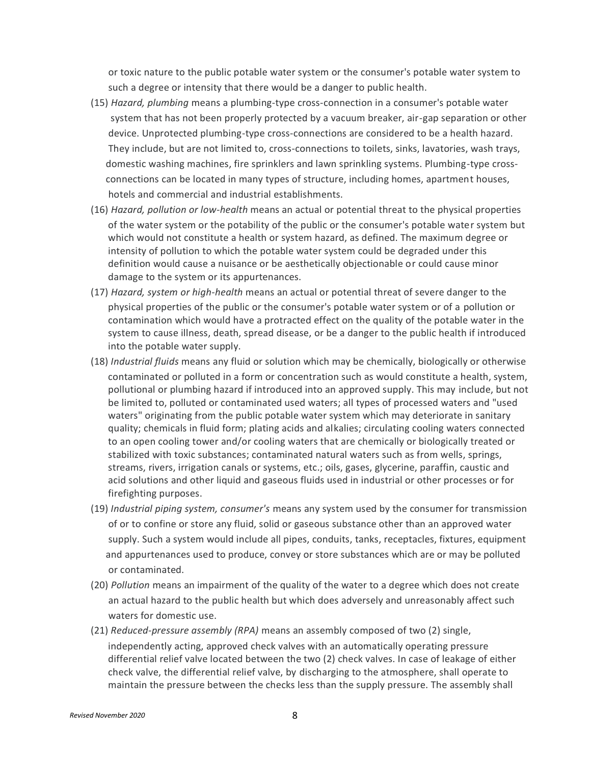or toxic nature to the public potable water system or the consumer's potable water system to such a degree or intensity that there would be a danger to public health.

(15) *Hazard, plumbing* means a plumbing-type cross-connection in a consumer's potable water system that has not been properly protected by a vacuum breaker, air-gap separation or other device. Unprotected plumbing-type cross-connections are considered to be a health hazard. They include, but are not limited to, cross-connections to toilets, sinks, lavatories, wash trays, domestic washing machines, fire sprinklers and lawn sprinkling systems. Plumbing-type cross-connections can be located in many types of structure, including homes, apartment houses, hotels and commercial and industrial establishments.

(16) *Hazard, pollution or low-health* means an actual or potential threat to the physical properties of the water system or the potability of the public or the consumer's potable water system but which would not constitute a health or system hazard, as defined. The maximum degree or intensity of pollution to which the potable water system could be degraded under this definition would cause a nuisance or be aesthetically objectionable or could cause minor damage to the system or its appurtenances.

(17) *Hazard, system or high-health* means an actual or potential threat of severe danger to the physical properties of the public or the consumer's potable water system or of a pollution or contamination which would have a protracted effect on the quality of the potable water in the system to cause illness, death, spread disease, or be a danger to the public health if introduced into the potable water supply.

(18) *Industrial fluids* means any fluid or solution which may be chemically, biologically or otherwise contaminated or polluted in a form or concentration such as would constitute a health, system, pollutional or plumbing hazard if introduced into an approved supply. This may include, but not be limited to, polluted or contaminated used waters; all types of processed waters and "used waters" originating from the public potable water system which may deteriorate in sanitary quality; chemicals in fluid form; plating acids and alkalies; circulating cooling waters connected to an open cooling tower and/or cooling waters that are chemically or biologically treated or stabilized with toxic substances; contaminated natural waters such as from wells, springs, streams, rivers, irrigation canals or systems, etc.; oils, gases, glycerine, paraffin, caustic and acid solutions and other liquid and gaseous fluids used in industrial or other processes or for firefighting purposes.

(19) *Industrial piping system, consumer's* means any system used by the consumer for transmission of or to confine or store any fluid, solid or gaseous substance other than an approved water supply. Such a system would include all pipes, conduits, tanks, receptacles, fixtures, equipment and appurtenances used to produce, convey or store substances which are or may be polluted or contaminated.

(20) *Pollution* means an impairment of the quality of the water to a degree which does not create an actual hazard to the public health but which does adversely and unreasonably affect such waters for domestic use.

(21) *Reduced-pressure assembly (RPA)* means an assembly composed of two (2) single, independently acting, approved check valves with an automatically operating pressure differential relief valve located between the two (2) check valves. In case of leakage of either check valve, the differential relief valve, by discharging to the atmosphere, shall operate to maintain the pressure between the checks less than the supply pressure. The assembly shall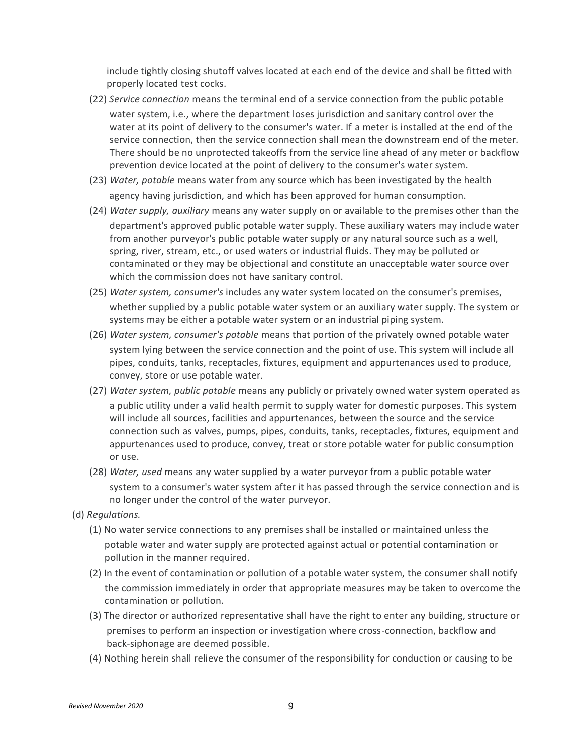include tightly closing shutoff valves located at each end of the device and shall be fitted with properly located test cocks.

(22) *Service connection* means the terminal end of a service connection from the public potable water system, i.e., where the department loses jurisdiction and sanitary control over the water at its point of delivery to the consumer's water. If a meter is installed at the end of the service connection, then the service connection shall mean the downstream end of the meter. There should be no unprotected takeoffs from the service line ahead of any meter or backflow prevention device located at the point of delivery to the consumer's water system.

(23) *Water, potable* means water from any source which has been investigated by the health agency having jurisdiction, and which has been approved for human consumption.

(24) *Water supply, auxiliary* means any water supply on or available to the premises other than the department's approved public potable water supply. These auxiliary waters may include water from another purveyor's public potable water supply or any natural source such as a well, spring, river, stream, etc., or used waters or industrial fluids. They may be polluted or contaminated or they may be objectional and constitute an unacceptable water source over which the commission does not have sanitary control.

(25) *Water system, consumer's* includes any water system located on the consumer's premises, whether supplied by a public potable water system or an auxiliary water supply. The system or systems may be either a potable water system or an industrial piping system.

(26) *Water system, consumer's potable* means that portion of the privately owned potable water system lying between the service connection and the point of use. This system will include all pipes, conduits, tanks, receptacles, fixtures, equipment and appurtenances used to produce, convey, store or use potable water.

(27) *Water system, public potable* means any publicly or privately owned water system operated as a public utility under a valid health permit to supply water for domestic purposes. This system will include all sources, facilities and appurtenances, between the source and the service connection such as valves, pumps, pipes, conduits, tanks, receptacles, fixtures, equipment and appurtenances used to produce, convey, treat or store potable water for public consumption or use.

(28) *Water, used* means any water supplied by a water purveyor from a public potable water system to a consumer's water system after it has passed through the service connection and is no longer under the control of the water purveyor.

(d) *Regulations.*

(1) No water service connections to any premises shall be installed or maintained unless the potable water and water supply are protected against actual or potential contamination or pollution in the manner required.

(2) In the event of contamination or pollution of a potable water system, the consumer shall notify the commission immediately in order that appropriate measures may be taken to overcome the contamination or pollution.

(3) The director or authorized representative shall have the right to enter any building, structure or premises to perform an inspection or investigation where cross-connection, backflow and back-siphonage are deemed possible.

(4) Nothing herein shall relieve the consumer of the responsibility for conduction or causing to be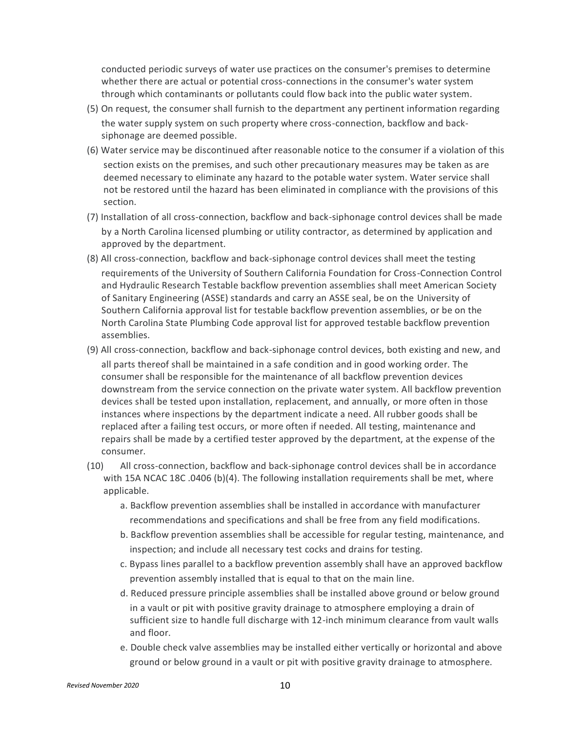conducted periodic surveys of water use practices on the consumer's premises to determine whether there are actual or potential cross-connections in the consumer's water system through which contaminants or pollutants could flow back into the public water system.

(5) On request, the consumer shall furnish to the department any pertinent information regarding the water supply system on such property where cross-connection, backflow and back-siphonage are deemed possible.

(6) Water service may be discontinued after reasonable notice to the consumer if a violation of this section exists on the premises, and such other precautionary measures may be taken as are deemed necessary to eliminate any hazard to the potable water system. Water service shall not be restored until the hazard has been eliminated in compliance with the provisions of this section.

(7) Installation of all cross-connection, backflow and back-siphonage control devices shall be made by a North Carolina licensed plumbing or utility contractor, as determined by application and approved by the department.

(8) All cross-connection, backflow and back-siphonage control devices shall meet the testing requirements of the University of Southern California Foundation for Cross-Connection Control and Hydraulic Research Testable backflow prevention assemblies shall meet American Society of Sanitary Engineering (ASSE) standards and carry an ASSE seal, be on the University of Southern California approval list for testable backflow prevention assemblies, or be on the North Carolina State Plumbing Code approval list for approved testable backflow prevention assemblies.

(9) All cross-connection, backflow and back-siphonage control devices, both existing and new, and all parts thereof shall be maintained in a safe condition and in good working order. The consumer shall be responsible for the maintenance of all backflow prevention devices downstream from the service connection on the private water system. All backflow prevention devices shall be tested upon installation, replacement, and annually, or more often in those instances where inspections by the department indicate a need. All rubber goods shall be replaced after a failing test occurs, or more often if needed. All testing, maintenance and repairs shall be made by a certified tester approved by the department, at the expense of the consumer.

(10) All cross-connection, backflow and back-siphonage control devices shall be in accordance with 15A NCAC 18C .0406 (b)(4). The following installation requirements shall be met, where applicable.

   a. Backflow prevention assemblies shall be installed in accordance with manufacturer recommendations and specifications and shall be free from any field modifications.

   b. Backflow prevention assemblies shall be accessible for regular testing, maintenance, and inspection; and include all necessary test cocks and drains for testing.

   c. Bypass lines parallel to a backflow prevention assembly shall have an approved backflow prevention assembly installed that is equal to that on the main line.

   d. Reduced pressure principle assemblies shall be installed above ground or below ground in a vault or pit with positive gravity drainage to atmosphere employing a drain of sufficient size to handle full discharge with 12-inch minimum clearance from vault walls and floor.

   e. Double check valve assemblies may be installed either vertically or horizontal and above ground or below ground in a vault or pit with positive gravity drainage to atmosphere.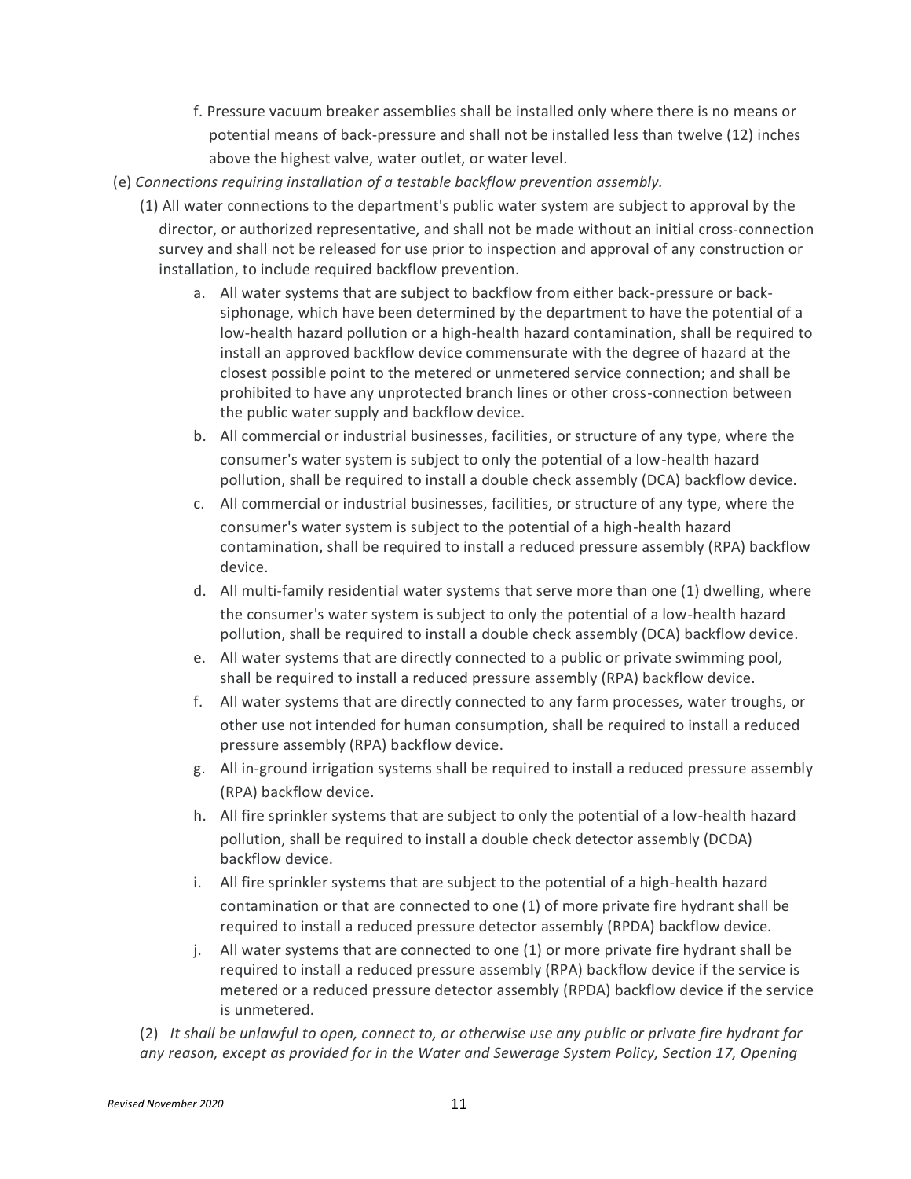f. Pressure vacuum breaker assemblies shall be installed only where there is no means or potential means of back-pressure and shall not be installed less than twelve (12) inches above the highest valve, water outlet, or water level.

(e) *Connections requiring installation of a testable backflow prevention assembly.*

(1) All water connections to the department's public water system are subject to approval by the director, or authorized representative, and shall not be made without an initial cross-connection survey and shall not be released for use prior to inspection and approval of any construction or installation, to include required backflow prevention.

a. All water systems that are subject to backflow from either back-pressure or back-siphonage, which have been determined by the department to have the potential of a low-health hazard pollution or a high-health hazard contamination, shall be required to install an approved backflow device commensurate with the degree of hazard at the closest possible point to the metered or unmetered service connection; and shall be prohibited to have any unprotected branch lines or other cross-connection between the public water supply and backflow device.

b. All commercial or industrial businesses, facilities, or structure of any type, where the consumer's water system is subject to only the potential of a low-health hazard pollution, shall be required to install a double check assembly (DCA) backflow device.

c. All commercial or industrial businesses, facilities, or structure of any type, where the consumer's water system is subject to the potential of a high-health hazard contamination, shall be required to install a reduced pressure assembly (RPA) backflow device.

d. All multi-family residential water systems that serve more than one (1) dwelling, where the consumer's water system is subject to only the potential of a low-health hazard pollution, shall be required to install a double check assembly (DCA) backflow device.

e. All water systems that are directly connected to a public or private swimming pool, shall be required to install a reduced pressure assembly (RPA) backflow device.

f. All water systems that are directly connected to any farm processes, water troughs, or other use not intended for human consumption, shall be required to install a reduced pressure assembly (RPA) backflow device.

g. All in-ground irrigation systems shall be required to install a reduced pressure assembly (RPA) backflow device.

h. All fire sprinkler systems that are subject to only the potential of a low-health hazard pollution, shall be required to install a double check detector assembly (DCDA) backflow device.

i. All fire sprinkler systems that are subject to the potential of a high-health hazard contamination or that are connected to one (1) of more private fire hydrant shall be required to install a reduced pressure detector assembly (RPDA) backflow device.

j. All water systems that are connected to one (1) or more private fire hydrant shall be required to install a reduced pressure assembly (RPA) backflow device if the service is metered or a reduced pressure detector assembly (RPDA) backflow device if the service is unmetered.

(2) *It shall be unlawful to open, connect to, or otherwise use any public or private fire hydrant for any reason, except as provided for in the Water and Sewerage System Policy, Section 17, Opening*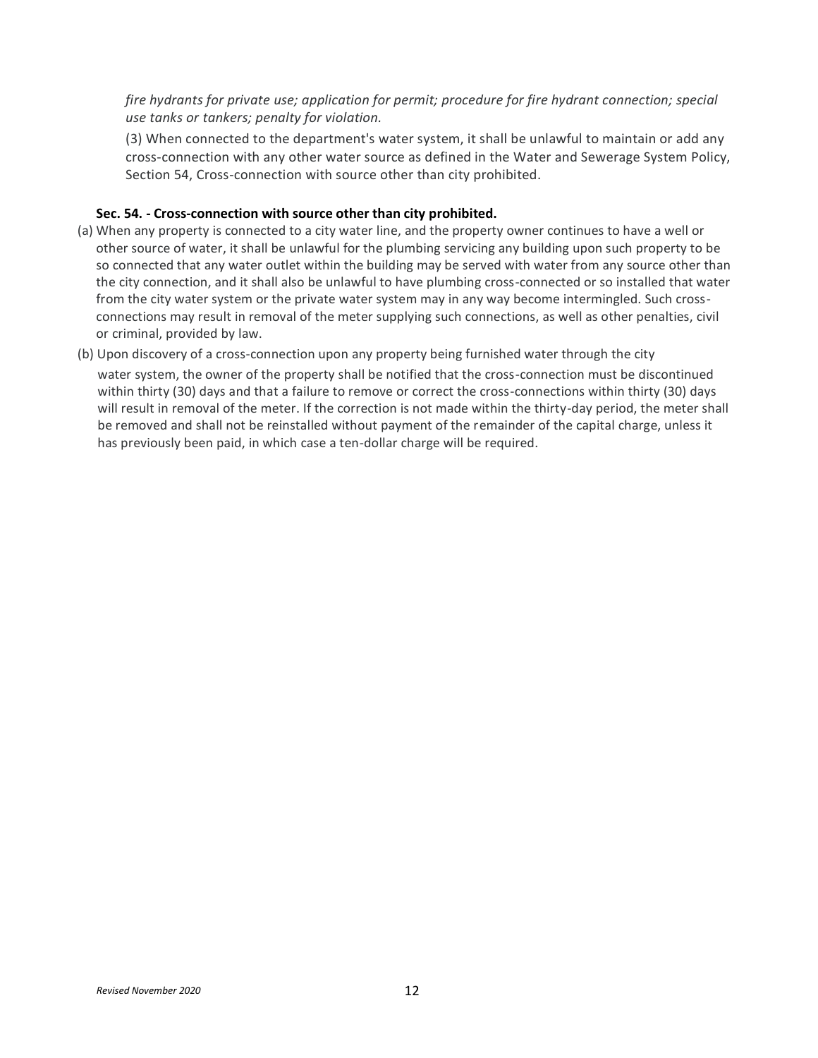*fire hydrants for private use; application for permit; procedure for fire hydrant connection; special use tanks or tankers; penalty for violation.*

(3) When connected to the department's water system, it shall be unlawful to maintain or add any cross-connection with any other water source as defined in the Water and Sewerage System Policy, Section 54, Cross-connection with source other than city prohibited.

**Sec. 54. - Cross-connection with source other than city prohibited.**

(a) When any property is connected to a city water line, and the property owner continues to have a well or other source of water, it shall be unlawful for the plumbing servicing any building upon such property to be so connected that any water outlet within the building may be served with water from any source other than the city connection, and it shall also be unlawful to have plumbing cross-connected or so installed that water from the city water system or the private water system may in any way become intermingled. Such cross-connections may result in removal of the meter supplying such connections, as well as other penalties, civil or criminal, provided by law.

(b) Upon discovery of a cross-connection upon any property being furnished water through the city water system, the owner of the property shall be notified that the cross-connection must be discontinued within thirty (30) days and that a failure to remove or correct the cross-connections within thirty (30) days will result in removal of the meter. If the correction is not made within the thirty-day period, the meter shall be removed and shall not be reinstalled without payment of the remainder of the capital charge, unless it has previously been paid, in which case a ten-dollar charge will be required.